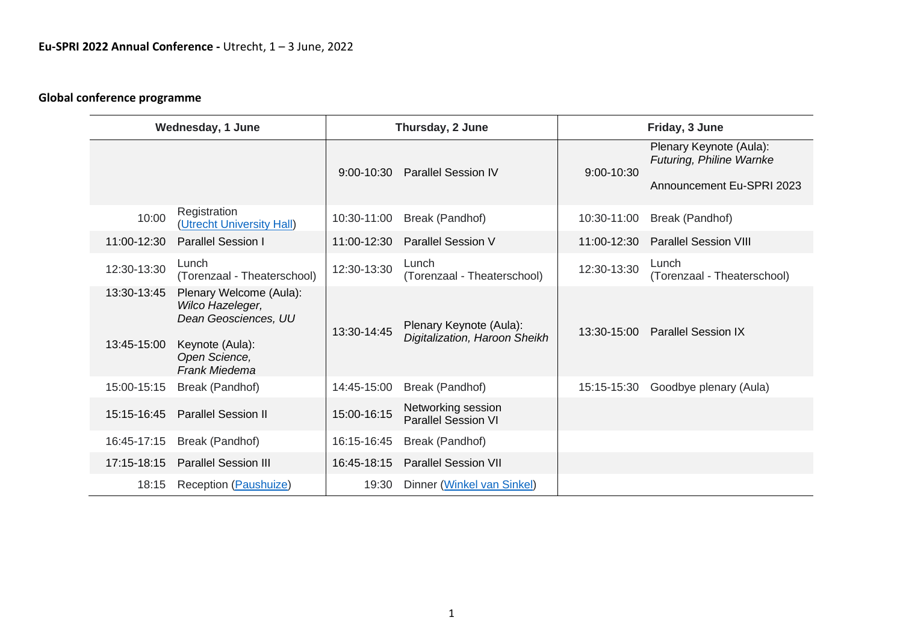**Eu-SPRI 2022 Annual Conference -** Utrecht, 1 – 3 June, 2022

## Global conference programme

| Wednesday, 1 June | | Thursday, 2 June | | Friday, 3 June | |
|---|---|---|---|---|---|
| | | 9:00-10:30 | Parallel Session IV | 9:00-10:30 | Plenary Keynote (Aula): *Futuring, Philine Warnke* <br><br> Announcement Eu-SPRI 2023 |
| 10:00 | Registration (Utrecht University Hall) | 10:30-11:00 | Break (Pandhof) | 10:30-11:00 | Break (Pandhof) |
| 11:00-12:30 | Parallel Session I | 11:00-12:30 | Parallel Session V | 11:00-12:30 | Parallel Session VIII |
| 12:30-13:30 | Lunch (Torenzaal - Theaterschool) | 12:30-13:30 | Lunch (Torenzaal - Theaterschool) | 12:30-13:30 | Lunch (Torenzaal - Theaterschool) |
| 13:30-13:45 <br><br> 13:45-15:00 | Plenary Welcome (Aula): *Wilco Hazeleger, Dean Geosciences, UU* <br><br> Keynote (Aula): *Open Science, Frank Miedema* | 13:30-14:45 | Plenary Keynote (Aula): *Digitalization, Haroon Sheikh* | 13:30-15:00 | Parallel Session IX |
| 15:00-15:15 | Break (Pandhof) | 14:45-15:00 | Break (Pandhof) | 15:15-15:30 | Goodbye plenary (Aula) |
| 15:15-16:45 | Parallel Session II | 15:00-16:15 | Networking session Parallel Session VI | | |
| 16:45-17:15 | Break (Pandhof) | 16:15-16:45 | Break (Pandhof) | | |
| 17:15-18:15 | Parallel Session III | 16:45-18:15 | Parallel Session VII | | |
| 18:15 | Reception (Paushuize) | 19:30 | Dinner (Winkel van Sinkel) | | |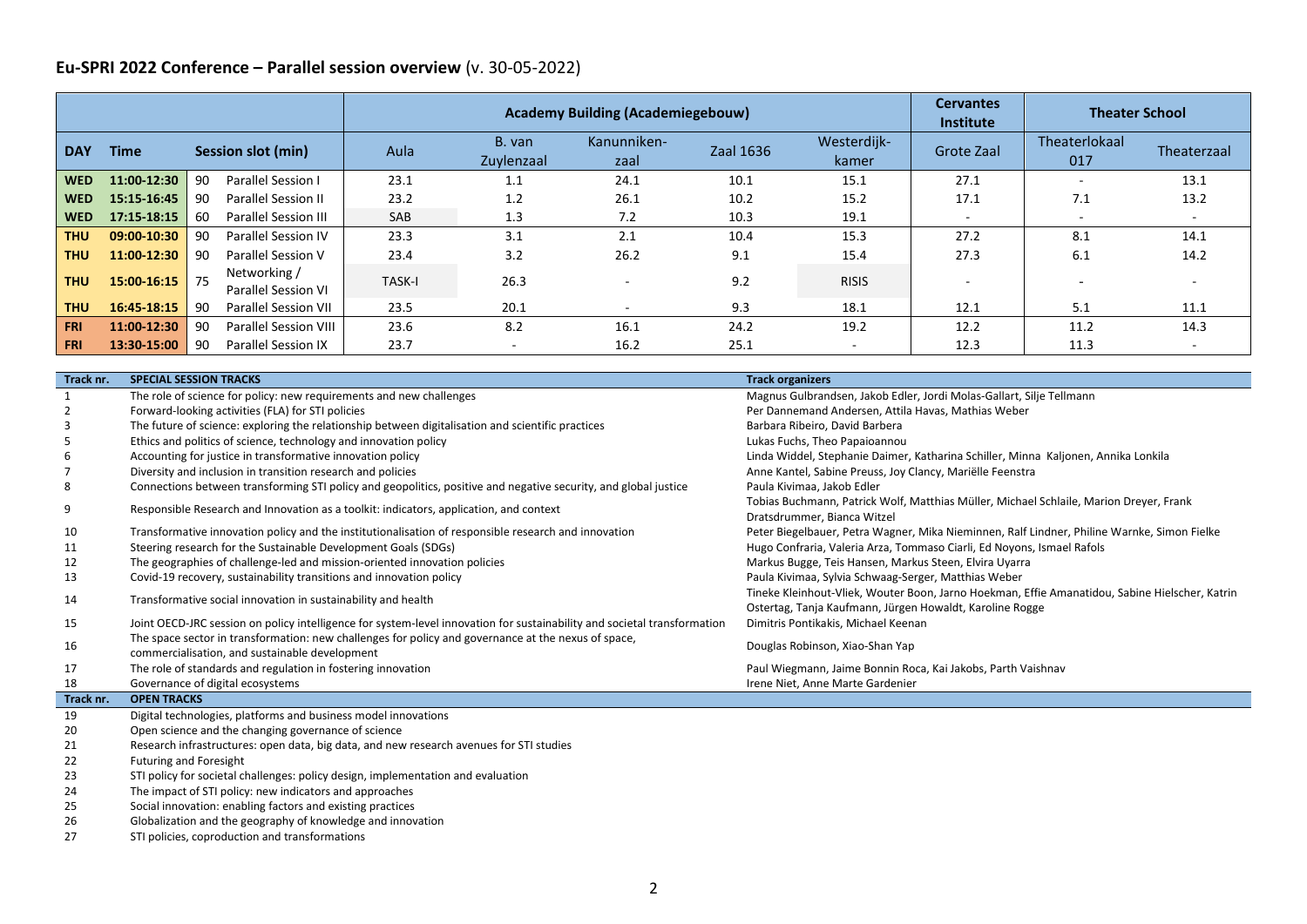## Eu-SPRI 2022 Conference – Parallel session overview (v. 30-05-2022)

| | | | | Academy Building (Academiegebouw) | | | | | Cervantes Institute | Theater School | |
|---|---|---|---|---|---|---|---|---|---|---|---|
| **DAY** | **Time** | **Session slot (min)** | | Aula | B. van Zuylenzaal | Kanunniken-zaal | Zaal 1636 | Westerdijk-kamer | Grote Zaal | Theaterlokaal 017 | Theaterzaal |
| **WED** | **11:00-12:30** | 90 | Parallel Session I | 23.1 | 1.1 | 24.1 | 10.1 | 15.1 | 27.1 | - | 13.1 |
| **WED** | **15:15-16:45** | 90 | Parallel Session II | 23.2 | 1.2 | 26.1 | 10.2 | 15.2 | 17.1 | 7.1 | 13.2 |
| **WED** | **17:15-18:15** | 60 | Parallel Session III | SAB | 1.3 | 7.2 | 10.3 | 19.1 | - | - | - |
| **THU** | **09:00-10:30** | 90 | Parallel Session IV | 23.3 | 3.1 | 2.1 | 10.4 | 15.3 | 27.2 | 8.1 | 14.1 |
| **THU** | **11:00-12:30** | 90 | Parallel Session V | 23.4 | 3.2 | 26.2 | 9.1 | 15.4 | 27.3 | 6.1 | 14.2 |
| **THU** | **15:00-16:15** | 75 | Networking / Parallel Session VI | TASK-I | 26.3 | - | 9.2 | RISIS | - | - | - |
| **THU** | **16:45-18:15** | 90 | Parallel Session VII | 23.5 | 20.1 | - | 9.3 | 18.1 | 12.1 | 5.1 | 11.1 |
| **FRI** | **11:00-12:30** | 90 | Parallel Session VIII | 23.6 | 8.2 | 16.1 | 24.2 | 19.2 | 12.2 | 11.2 | 14.3 |
| **FRI** | **13:30-15:00** | 90 | Parallel Session IX | 23.7 | - | 16.2 | 25.1 | - | 12.3 | 11.3 | - |

| Track nr. | SPECIAL SESSION TRACKS | Track organizers |
|---|---|---|
| 1 | The role of science for policy: new requirements and new challenges | Magnus Gulbrandsen, Jakob Edler, Jordi Molas-Gallart, Silje Tellmann |
| 2 | Forward-looking activities (FLA) for STI policies | Per Dannemand Andersen, Attila Havas, Mathias Weber |
| 3 | The future of science: exploring the relationship between digitalisation and scientific practices | Barbara Ribeiro, David Barbera |
| 5 | Ethics and politics of science, technology and innovation policy | Lukas Fuchs, Theo Papaioannou |
| 6 | Accounting for justice in transformative innovation policy | Linda Widdel, Stephanie Daimer, Katharina Schiller, Minna Kaljonen, Annika Lonkila |
| 7 | Diversity and inclusion in transition research and policies | Anne Kantel, Sabine Preuss, Joy Clancy, Mariëlle Feenstra |
| 8 | Connections between transforming STI policy and geopolitics, positive and negative security, and global justice | Paula Kivimaa, Jakob Edler |
| 9 | Responsible Research and Innovation as a toolkit: indicators, application, and context | Tobias Buchmann, Patrick Wolf, Matthias Müller, Michael Schlaile, Marion Dreyer, Frank Dratsdrummer, Bianca Witzel |
| 10 | Transformative innovation policy and the institutionalisation of responsible research and innovation | Peter Biegelbauer, Petra Wagner, Mika Nieminen, Ralf Lindner, Philine Warnke, Simon Fielke |
| 11 | Steering research for the Sustainable Development Goals (SDGs) | Hugo Confraria, Valeria Arza, Tommaso Ciarli, Ed Noyons, Ismael Rafols |
| 12 | The geographies of challenge-led and mission-oriented innovation policies | Markus Bugge, Teis Hansen, Markus Steen, Elvira Uyarra |
| 13 | Covid-19 recovery, sustainability transitions and innovation policy | Paula Kivimaa, Sylvia Schwaag-Serger, Matthias Weber |
| 14 | Transformative social innovation in sustainability and health | Tineke Kleinhout-Vliek, Wouter Boon, Jarno Hoekman, Effie Amanatidou, Sabine Hielscher, Katrin Ostertag, Tanja Kaufmann, Jürgen Howaldt, Karoline Rogge |
| 15 | Joint OECD-JRC session on policy intelligence for system-level innovation for sustainability and societal transformation | Dimitris Pontikakis, Michael Keenan |
| 16 | The space sector in transformation: new challenges for policy and governance at the nexus of space, commercialisation, and sustainable development | Douglas Robinson, Xiao-Shan Yap |
| 17 | The role of standards and regulation in fostering innovation | Paul Wiegmann, Jaime Bonnin Roca, Kai Jakobs, Parth Vaishnav |
| 18 | Governance of digital ecosystems | Irene Niet, Anne Marte Gardenier |
| **Track nr.** | **OPEN TRACKS** | |
| 19 | Digital technologies, platforms and business model innovations | |
| 20 | Open science and the changing governance of science | |
| 21 | Research infrastructures: open data, big data, and new research avenues for STI studies | |
| 22 | Futuring and Foresight | |
| 23 | STI policy for societal challenges: policy design, implementation and evaluation | |
| 24 | The impact of STI policy: new indicators and approaches | |
| 25 | Social innovation: enabling factors and existing practices | |
| 26 | Globalization and the geography of knowledge and innovation | |
| 27 | STI policies, coproduction and transformations | |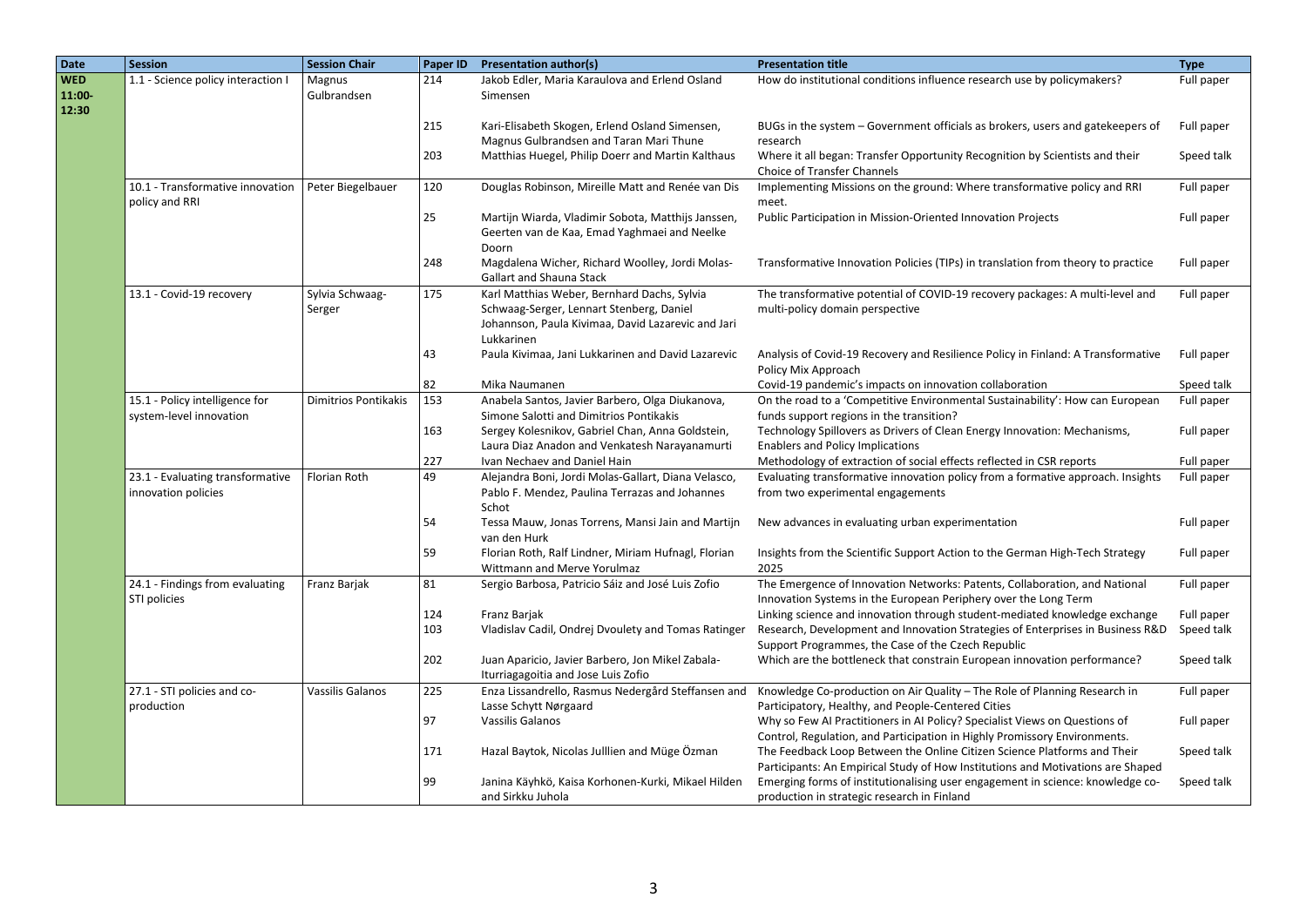| Date | Session | Session Chair | Paper ID | Presentation author(s) | Presentation title | Type |
|---|---|---|---|---|---|---|
| WED 11:00-12:30 | 1.1 - Science policy interaction I | Magnus Gulbrandsen | 214 | Jakob Edler, Maria Karaulova and Erlend Osland Simensen | How do institutional conditions influence research use by policymakers? | Full paper |
| | | | 215 | Kari-Elisabeth Skogen, Erlend Osland Simensen, Magnus Gulbrandsen and Taran Mari Thune | BUGs in the system – Government officials as brokers, users and gatekeepers of research | Full paper |
| | | | 203 | Matthias Huegel, Philip Doerr and Martin Kalthaus | Where it all began: Transfer Opportunity Recognition by Scientists and their Choice of Transfer Channels | Speed talk |
| | 10.1 - Transformative innovation policy and RRI | Peter Biegelbauer | 120 | Douglas Robinson, Mireille Matt and Renée van Dis | Implementing Missions on the ground: Where transformative policy and RRI meet. | Full paper |
| | | | 25 | Martijn Wiarda, Vladimir Sobota, Matthijs Janssen, Geerten van de Kaa, Emad Yaghmaei and Neelke Doorn | Public Participation in Mission-Oriented Innovation Projects | Full paper |
| | | | 248 | Magdalena Wicher, Richard Woolley, Jordi Molas-Gallart and Shauna Stack | Transformative Innovation Policies (TIPs) in translation from theory to practice | Full paper |
| | 13.1 - Covid-19 recovery | Sylvia Schwaag-Serger | 175 | Karl Matthias Weber, Bernhard Dachs, Sylvia Schwaag-Serger, Lennart Stenberg, Daniel Johannson, Paula Kivimaa, David Lazarevic and Jari Lukkarinen | The transformative potential of COVID-19 recovery packages: A multi-level and multi-policy domain perspective | Full paper |
| | | | 43 | Paula Kivimaa, Jani Lukkarinen and David Lazarevic | Analysis of Covid-19 Recovery and Resilience Policy in Finland: A Transformative Policy Mix Approach | Full paper |
| | | | 82 | Mika Naumanen | Covid-19 pandemic's impacts on innovation collaboration | Speed talk |
| | 15.1 - Policy intelligence for system-level innovation | Dimitrios Pontikakis | 153 | Anabela Santos, Javier Barbero, Olga Diukanova, Simone Salotti and Dimitrios Pontikakis | On the road to a 'Competitive Environmental Sustainability': How can European funds support regions in the transition? | Full paper |
| | | | 163 | Sergey Kolesnikov, Gabriel Chan, Anna Goldstein, Laura Diaz Anadon and Venkatesh Narayanamurti | Technology Spillovers as Drivers of Clean Energy Innovation: Mechanisms, Enablers and Policy Implications | Full paper |
| | | | 227 | Ivan Nechaev and Daniel Hain | Methodology of extraction of social effects reflected in CSR reports | Full paper |
| | 23.1 - Evaluating transformative innovation policies | Florian Roth | 49 | Alejandra Boni, Jordi Molas-Gallart, Diana Velasco, Pablo F. Mendez, Paulina Terrazas and Johannes Schot | Evaluating transformative innovation policy from a formative approach. Insights from two experimental engagements | Full paper |
| | | | 54 | Tessa Mauw, Jonas Torrens, Mansi Jain and Martijn van den Hurk | New advances in evaluating urban experimentation | Full paper |
| | | | 59 | Florian Roth, Ralf Lindner, Miriam Hufnagl, Florian Wittmann and Merve Yorulmaz | Insights from the Scientific Support Action to the German High-Tech Strategy 2025 | Full paper |
| | 24.1 - Findings from evaluating STI policies | Franz Barjak | 81 | Sergio Barbosa, Patricio Sáiz and José Luis Zofio | The Emergence of Innovation Networks: Patents, Collaboration, and National Innovation Systems in the European Periphery over the Long Term | Full paper |
| | | | 124 | Franz Barjak | Linking science and innovation through student-mediated knowledge exchange | Full paper |
| | | | 103 | Vladislav Cadil, Ondrej Dvouletу and Tomas Ratinger | Research, Development and Innovation Strategies of Enterprises in Business R&D Support Programmes, the Case of the Czech Republic | Speed talk |
| | | | 202 | Juan Aparicio, Javier Barbero, Jon Mikel Zabala-Iturriagagoitia and Jose Luis Zofio | Which are the bottleneck that constrain European innovation performance? | Speed talk |
| | 27.1 - STI policies and co-production | Vassilis Galanos | 225 | Enza Lissandrello, Rasmus Nedergård Steffansen and Lasse Schytt Nørgaard | Knowledge Co-production on Air Quality – The Role of Planning Research in Participatory, Healthy, and People-Centered Cities | Full paper |
| | | | 97 | Vassilis Galanos | Why so Few AI Practitioners in AI Policy? Specialist Views on Questions of Control, Regulation, and Participation in Highly Promissory Environments. | Full paper |
| | | | 171 | Hazal Baytok, Nicolas Julllien and Müge Özman | The Feedback Loop Between the Online Citizen Science Platforms and Their Participants: An Empirical Study of How Institutions and Motivations are Shaped | Speed talk |
| | | | 99 | Janina Käyhkö, Kaisa Korhonen-Kurki, Mikael Hilden and Sirkku Juhola | Emerging forms of institutionalising user engagement in science: knowledge co-production in strategic research in Finland | Speed talk |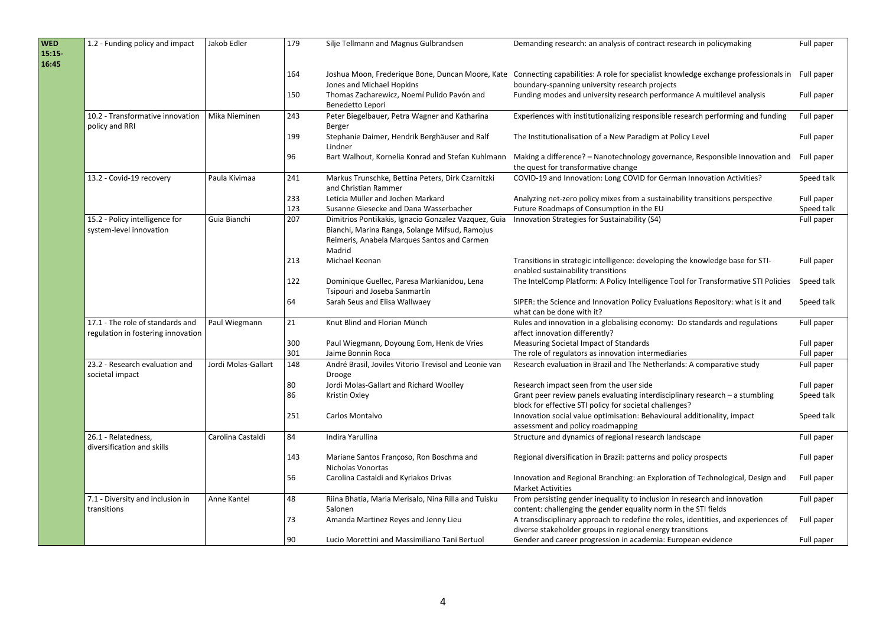| | | | | | | |
|---|---|---|---|---|---|---|
| WED 15:15-16:45 | 1.2 - Funding policy and impact | Jakob Edler | 179 | Silje Tellmann and Magnus Gulbrandsen | Demanding research: an analysis of contract research in policymaking | Full paper |
| | | | 164 | Joshua Moon, Frederique Bone, Duncan Moore, Kate Jones and Michael Hopkins | Connecting capabilities: A role for specialist knowledge exchange professionals in boundary-spanning university research projects | Full paper |
| | | | 150 | Thomas Zacharewicz, Noemí Pulido Pavón and Benedetto Lepori | Funding modes and university research performance A multilevel analysis | Full paper |
| | 10.2 - Transformative innovation policy and RRI | Mika Nieminen | 243 | Peter Biegelbauer, Petra Wagner and Katharina Berger | Experiences with institutionalizing responsible research performing and funding | Full paper |
| | | | 199 | Stephanie Daimer, Hendrik Berghäuser and Ralf Lindner | The Institutionalisation of a New Paradigm at Policy Level | Full paper |
| | | | 96 | Bart Walhout, Kornelia Konrad and Stefan Kuhlmann | Making a difference? – Nanotechnology governance, Responsible Innovation and the quest for transformative change | Full paper |
| | 13.2 - Covid-19 recovery | Paula Kivimaa | 241 | Markus Trunschke, Bettina Peters, Dirk Czarnitzki and Christian Rammer | COVID-19 and Innovation: Long COVID for German Innovation Activities? | Speed talk |
| | | | 233 | Leticia Müller and Jochen Markard | Analyzing net-zero policy mixes from a sustainability transitions perspective | Full paper |
| | | | 123 | Susanne Giesecke and Dana Wasserbacher | Future Roadmaps of Consumption in the EU | Speed talk |
| | 15.2 - Policy intelligence for system-level innovation | Guia Bianchi | 207 | Dimitrios Pontikakis, Ignacio Gonzalez Vazquez, Guia Bianchi, Marina Ranga, Solange Mifsud, Ramojus Reimeris, Anabela Marques Santos and Carmen Madrid | Innovation Strategies for Sustainability (S4) | Full paper |
| | | | 213 | Michael Keenan | Transitions in strategic intelligence: developing the knowledge base for STI-enabled sustainability transitions | Full paper |
| | | | 122 | Dominique Guellec, Paresa Markianidou, Lena Tsipouri and Joseba Sanmartín | The IntelComp Platform: A Policy Intelligence Tool for Transformative STI Policies | Speed talk |
| | | | 64 | Sarah Seus and Elisa Wallwaey | SIPER: the Science and Innovation Policy Evaluations Repository: what is it and what can be done with it? | Speed talk |
| | 17.1 - The role of standards and regulation in fostering innovation | Paul Wiegmann | 21 | Knut Blind and Florian Münch | Rules and innovation in a globalising economy: Do standards and regulations affect innovation differently? | Full paper |
| | | | 300 | Paul Wiegmann, Doyoung Eom, Henk de Vries | Measuring Societal Impact of Standards | Full paper |
| | | | 301 | Jaime Bonnin Roca | The role of regulators as innovation intermediaries | Full paper |
| | 23.2 - Research evaluation and societal impact | Jordi Molas-Gallart | 148 | André Brasil, Joviles Vitorio Trevisol and Leonie van Drooge | Research evaluation in Brazil and The Netherlands: A comparative study | Full paper |
| | | | 80 | Jordi Molas-Gallart and Richard Woolley | Research impact seen from the user side | Full paper |
| | | | 86 | Kristin Oxley | Grant peer review panels evaluating interdisciplinary research – a stumbling block for effective STI policy for societal challenges? | Speed talk |
| | | | 251 | Carlos Montalvo | Innovation social value optimisation: Behavioural additionality, impact assessment and policy roadmapping | Speed talk |
| | 26.1 - Relatedness, diversification and skills | Carolina Castaldi | 84 | Indira Yarullina | Structure and dynamics of regional research landscape | Full paper |
| | | | 143 | Mariane Santos Françoso, Ron Boschma and Nicholas Vonortas | Regional diversification in Brazil: patterns and policy prospects | Full paper |
| | | | 56 | Carolina Castaldi and Kyriakos Drivas | Innovation and Regional Branching: an Exploration of Technological, Design and Market Activities | Full paper |
| | 7.1 - Diversity and inclusion in transitions | Anne Kantel | 48 | Riina Bhatia, Maria Merisalo, Nina Rilla and Tuisku Salonen | From persisting gender inequality to inclusion in research and innovation content: challenging the gender equality norm in the STI fields | Full paper |
| | | | 73 | Amanda Martinez Reyes and Jenny Lieu | A transdisciplinary approach to redefine the roles, identities, and experiences of diverse stakeholder groups in regional energy transitions | Full paper |
| | | | 90 | Lucio Morettini and Massimiliano Tani Bertuol | Gender and career progression in academia: European evidence | Full paper |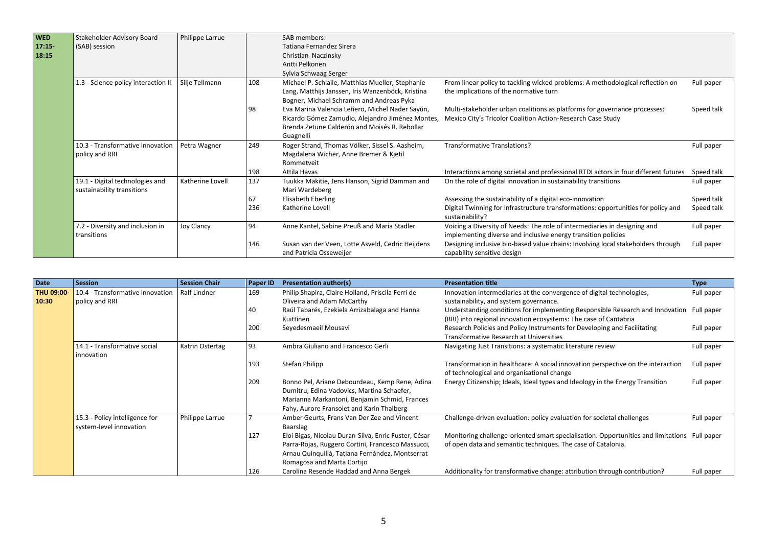| | | | | | | |
|---|---|---|---|---|---|---|
| **WED 17:15-18:15** | Stakeholder Advisory Board (SAB) session | Philippe Larrue | | SAB members: Tatiana Fernandez Sirera Christian Naczinsky Antti Pelkonen Sylvia Schwaag Serger | | |
| | 1.3 - Science policy interaction II | Silje Tellmann | 108 | Michael P. Schlaile, Matthias Mueller, Stephanie Lang, Matthijs Janssen, Iris Wanzenböck, Kristina Bogner, Michael Schramm and Andreas Pyka | From linear policy to tackling wicked problems: A methodological reflection on the implications of the normative turn | Full paper |
| | | | 98 | Eva Marina Valencia Leñero, Michel Nader Sayún, Ricardo Gómez Zamudio, Alejandro Jiménez Montes, Brenda Zetune Calderón and Moisés R. Rebollar Guagnelli | Multi-stakeholder urban coalitions as platforms for governance processes: Mexico City's Tricolor Coalition Action-Research Case Study | Speed talk |
| | 10.3 - Transformative innovation policy and RRI | Petra Wagner | 249 | Roger Strand, Thomas Völker, Sissel S. Aasheim, Magdalena Wicher, Anne Bremer & Kjetil Rommetveit | Transformative Translations? | Full paper |
| | | | 198 | Attila Havas | Interactions among societal and professional RTDI actors in four different futures | Speed talk |
| | 19.1 - Digital technologies and sustainability transitions | Katherine Lovell | 137 | Tuukka Mäkitie, Jens Hanson, Sigrid Damman and Mari Wardeberg | On the role of digital innovation in sustainability transitions | Full paper |
| | | | 67 | Elisabeth Eberling | Assessing the sustainability of a digital eco-innovation | Speed talk |
| | | | 236 | Katherine Lovell | Digital Twinning for infrastructure transformations: opportunities for policy and sustainability? | Speed talk |
| | 7.2 - Diversity and inclusion in transitions | Joy Clancy | 94 | Anne Kantel, Sabine Preuß and Maria Stadler | Voicing a Diversity of Needs: The role of intermediaries in designing and implementing diverse and inclusive energy transition policies | Full paper |
| | | | 146 | Susan van der Veen, Lotte Asveld, Cedric Heijdens and Patricia Osseweijer | Designing inclusive bio-based value chains: Involving local stakeholders through capability sensitive design | Full paper |

| Date | Session | Session Chair | Paper ID | Presentation author(s) | Presentation title | Type |
|---|---|---|---|---|---|---|
| **THU 09:00-10:30** | 10.4 - Transformative innovation policy and RRI | Ralf Lindner | 169 | Philip Shapira, Claire Holland, Priscila Ferri de Oliveira and Adam McCarthy | Innovation intermediaries at the convergence of digital technologies, sustainability, and system governance. | Full paper |
| | | | 40 | Raúl Tabarés, Ezekiela Arrizabalaga and Hanna Kuittinen | Understanding conditions for implementing Responsible Research and Innovation (RRI) into regional innovation ecosystems: The case of Cantabria | Full paper |
| | | | 200 | Seyedesmaeil Mousavi | Research Policies and Policy Instruments for Developing and Facilitating Transformative Research at Universities | Full paper |
| | 14.1 - Transformative social innovation | Katrin Ostertag | 93 | Ambra Giuliano and Francesco Gerli | Navigating Just Transitions: a systematic literature review | Full paper |
| | | | 193 | Stefan Philipp | Transformation in healthcare: A social innovation perspective on the interaction of technological and organisational change | Full paper |
| | | | 209 | Bonno Pel, Ariane Debourdeau, Kemp Rene, Adina Dumitru, Edina Vadovics, Martina Schaefer, Marianna Markantoni, Benjamin Schmid, Frances Fahy, Aurore Fransolet and Karin Thalberg | Energy Citizenship; Ideals, Ideal types and Ideology in the Energy Transition | Full paper |
| | 15.3 - Policy intelligence for system-level innovation | Philippe Larrue | 7 | Amber Geurts, Frans Van Der Zee and Vincent Baarslag | Challenge-driven evaluation: policy evaluation for societal challenges | Full paper |
| | | | 127 | Eloi Bigas, Nicolau Duran-Silva, Enric Fuster, César Parra-Rojas, Ruggero Cortini, Francesco Massucci, Arnau Quinquillà, Tatiana Fernández, Montserrat Romagosa and Marta Cortijo | Monitoring challenge-oriented smart specialisation. Opportunities and limitations of open data and semantic techniques. The case of Catalonia. | Full paper |
| | | | 126 | Carolina Resende Haddad and Anna Bergek | Additionality for transformative change: attribution through contribution? | Full paper |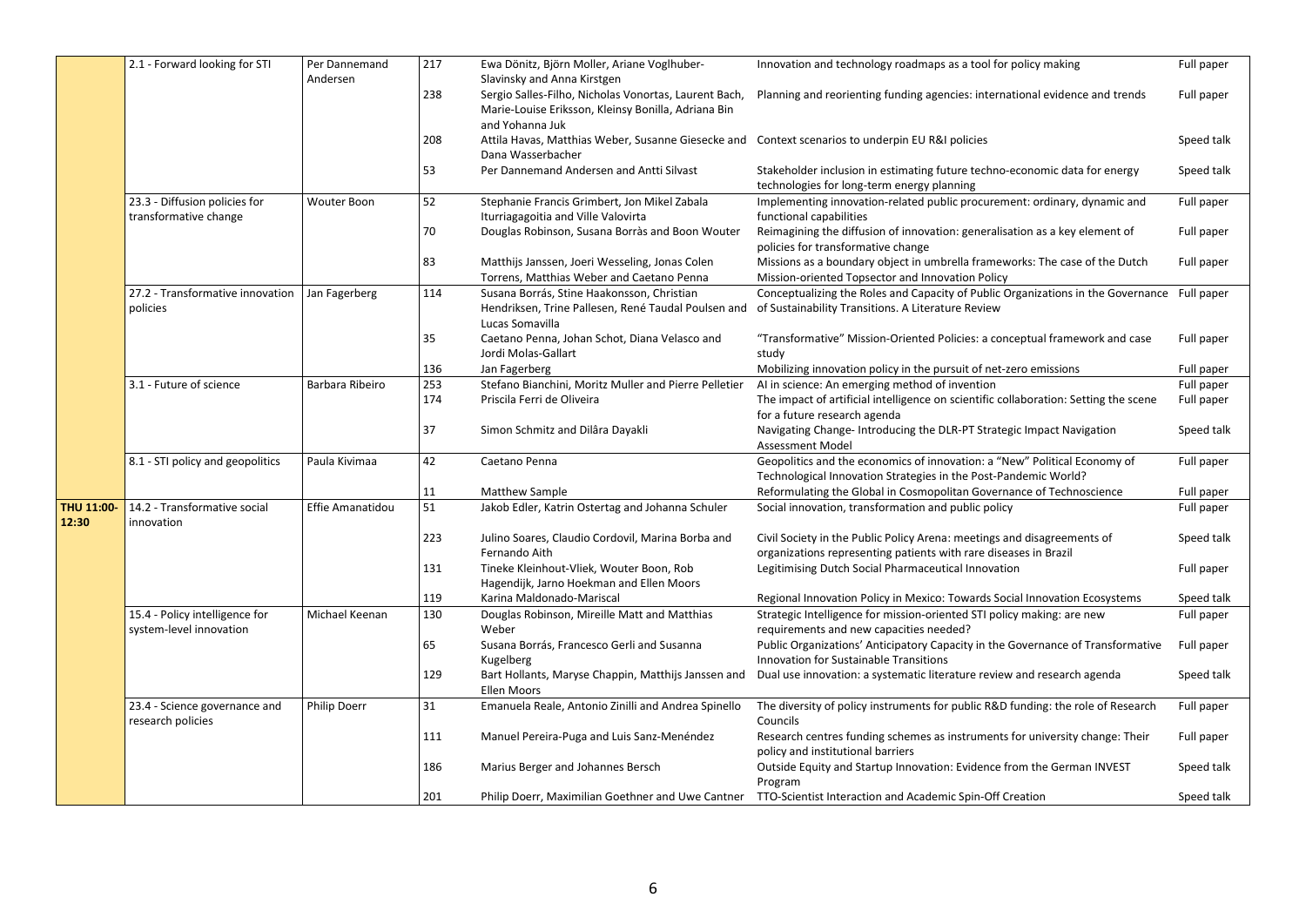|  | Session | Chair | ID | Authors | Title | Type |
|---|---|---|---|---|---|---|
|  | 2.1 - Forward looking for STI | Per Dannemand Andersen | 217 | Ewa Dönitz, Björn Moller, Ariane Voglhuber-Slavinsky and Anna Kirstgen | Innovation and technology roadmaps as a tool for policy making | Full paper |
|  |  |  | 238 | Sergio Salles-Filho, Nicholas Vonortas, Laurent Bach, Marie-Louise Eriksson, Kleinsy Bonilla, Adriana Bin and Yohanna Juk | Planning and reorienting funding agencies: international evidence and trends | Full paper |
|  |  |  | 208 | Attila Havas, Matthias Weber, Susanne Giesecke and Dana Wasserbacher | Context scenarios to underpin EU R&I policies | Speed talk |
|  |  |  | 53 | Per Dannemand Andersen and Antti Silvast | Stakeholder inclusion in estimating future techno-economic data for energy technologies for long-term energy planning | Speed talk |
|  | 23.3 - Diffusion policies for transformative change | Wouter Boon | 52 | Stephanie Francis Grimbert, Jon Mikel Zabala Iturriagagoitia and Ville Valovirta | Implementing innovation-related public procurement: ordinary, dynamic and functional capabilities | Full paper |
|  |  |  | 70 | Douglas Robinson, Susana Borràs and Boon Wouter | Reimagining the diffusion of innovation: generalisation as a key element of policies for transformative change | Full paper |
|  |  |  | 83 | Matthijs Janssen, Joeri Wesseling, Jonas Colen Torrens, Matthias Weber and Caetano Penna | Missions as a boundary object in umbrella frameworks: The case of the Dutch Mission-oriented Topsector and Innovation Policy | Full paper |
|  | 27.2 - Transformative innovation policies | Jan Fagerberg | 114 | Susana Borrás, Stine Haakonsson, Christian Hendriksen, Trine Pallesen, René Taudal Poulsen and Lucas Somavilla | Conceptualizing the Roles and Capacity of Public Organizations in the Governance of Sustainability Transitions. A Literature Review | Full paper |
|  |  |  | 35 | Caetano Penna, Johan Schot, Diana Velasco and Jordi Molas-Gallart | "Transformative" Mission-Oriented Policies: a conceptual framework and case study | Full paper |
|  |  |  | 136 | Jan Fagerberg | Mobilizing innovation policy in the pursuit of net-zero emissions | Full paper |
|  | 3.1 - Future of science | Barbara Ribeiro | 253 | Stefano Bianchini, Moritz Muller and Pierre Pelletier | AI in science: An emerging method of invention | Full paper |
|  |  |  | 174 | Priscila Ferri de Oliveira | The impact of artificial intelligence on scientific collaboration: Setting the scene for a future research agenda | Full paper |
|  |  |  | 37 | Simon Schmitz and Dilâra Dayakli | Navigating Change- Introducing the DLR-PT Strategic Impact Navigation Assessment Model | Speed talk |
|  | 8.1 - STI policy and geopolitics | Paula Kivimaa | 42 | Caetano Penna | Geopolitics and the economics of innovation: a "New" Political Economy of Technological Innovation Strategies in the Post-Pandemic World? | Full paper |
|  |  |  | 11 | Matthew Sample | Reformulating the Global in Cosmopolitan Governance of Technoscience | Full paper |
| **THU 11:00-12:30** | 14.2 - Transformative social innovation | Effie Amanatidou | 51 | Jakob Edler, Katrin Ostertag and Johanna Schuler | Social innovation, transformation and public policy | Full paper |
|  |  |  | 223 | Julino Soares, Claudio Cordovil, Marina Borba and Fernando Aith | Civil Society in the Public Policy Arena: meetings and disagreements of organizations representing patients with rare diseases in Brazil | Speed talk |
|  |  |  | 131 | Tineke Kleinhout-Vliek, Wouter Boon, Rob Hagendijk, Jarno Hoekman and Ellen Moors | Legitimising Dutch Social Pharmaceutical Innovation | Full paper |
|  |  |  | 119 | Karina Maldonado-Mariscal | Regional Innovation Policy in Mexico: Towards Social Innovation Ecosystems | Speed talk |
|  | 15.4 - Policy intelligence for system-level innovation | Michael Keenan | 130 | Douglas Robinson, Mireille Matt and Matthias Weber | Strategic Intelligence for mission-oriented STI policy making: are new requirements and new capacities needed? | Full paper |
|  |  |  | 65 | Susana Borrás, Francesco Gerli and Susanna Kugelberg | Public Organizations' Anticipatory Capacity in the Governance of Transformative Innovation for Sustainable Transitions | Full paper |
|  |  |  | 129 | Bart Hollants, Maryse Chappin, Matthijs Janssen and Ellen Moors | Dual use innovation: a systematic literature review and research agenda | Speed talk |
|  | 23.4 - Science governance and research policies | Philip Doerr | 31 | Emanuela Reale, Antonio Zinilli and Andrea Spinello | The diversity of policy instruments for public R&D funding: the role of Research Councils | Full paper |
|  |  |  | 111 | Manuel Pereira-Puga and Luis Sanz-Menéndez | Research centres funding schemes as instruments for university change: Their policy and institutional barriers | Full paper |
|  |  |  | 186 | Marius Berger and Johannes Bersch | Outside Equity and Startup Innovation: Evidence from the German INVEST Program | Speed talk |
|  |  |  | 201 | Philip Doerr, Maximilian Goethner and Uwe Cantner | TTO-Scientist Interaction and Academic Spin-Off Creation | Speed talk |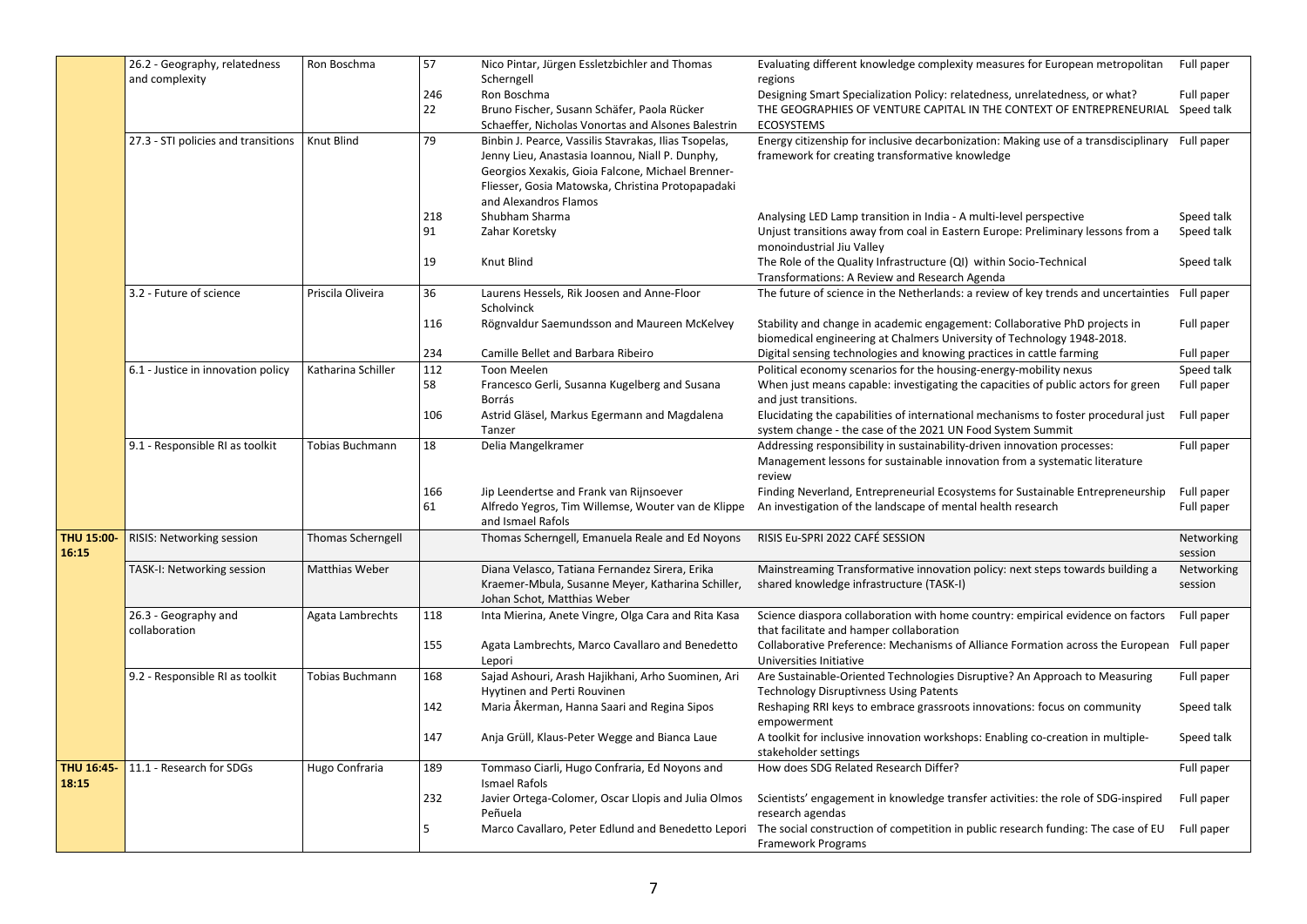|  |  |  |  |  |  |  |
|---|---|---|---|---|---|---|
|  | 26.2 - Geography, relatedness and complexity | Ron Boschma | 57 | Nico Pintar, Jürgen Essletzbichler and Thomas Scherngell | Evaluating different knowledge complexity measures for European metropolitan regions | Full paper |
|  |  |  | 246 | Ron Boschma | Designing Smart Specialization Policy: relatedness, unrelatedness, or what? | Full paper |
|  |  |  | 22 | Bruno Fischer, Susann Schäfer, Paola Rücker Schaeffer, Nicholas Vonortas and Alsones Balestrin | THE GEOGRAPHIES OF VENTURE CAPITAL IN THE CONTEXT OF ENTREPRENEURIAL ECOSYSTEMS | Speed talk |
|  | 27.3 - STI policies and transitions | Knut Blind | 79 | Binbin J. Pearce, Vassilis Stavrakas, Ilias Tsopelas, Jenny Lieu, Anastasia Ioannou, Niall P. Dunphy, Georgios Xexakis, Gioia Falcone, Michael Brenner-Fliesser, Gosia Matowska, Christina Protopapadaki and Alexandros Flamos | Energy citizenship for inclusive decarbonization: Making use of a transdisciplinary framework for creating transformative knowledge | Full paper |
|  |  |  | 218 | Shubham Sharma | Analysing LED Lamp transition in India - A multi-level perspective | Speed talk |
|  |  |  | 91 | Zahar Koretsky | Unjust transitions away from coal in Eastern Europe: Preliminary lessons from a monoindustrial Jiu Valley | Speed talk |
|  |  |  | 19 | Knut Blind | The Role of the Quality Infrastructure (QI) within Socio-Technical Transformations: A Review and Research Agenda | Speed talk |
|  | 3.2 - Future of science | Priscila Oliveira | 36 | Laurens Hessels, Rik Joosen and Anne-Floor Scholvinck | The future of science in the Netherlands: a review of key trends and uncertainties | Full paper |
|  |  |  | 116 | Rögnvaldur Saemundsson and Maureen McKelvey | Stability and change in academic engagement: Collaborative PhD projects in biomedical engineering at Chalmers University of Technology 1948-2018. | Full paper |
|  |  |  | 234 | Camille Bellet and Barbara Ribeiro | Digital sensing technologies and knowing practices in cattle farming | Full paper |
|  | 6.1 - Justice in innovation policy | Katharina Schiller | 112 | Toon Meelen | Political economy scenarios for the housing-energy-mobility nexus | Speed talk |
|  |  |  | 58 | Francesco Gerli, Susanna Kugelberg and Susana Borrás | When just means capable: investigating the capacities of public actors for green and just transitions. | Full paper |
|  |  |  | 106 | Astrid Gläsel, Markus Egermann and Magdalena Tanzer | Elucidating the capabilities of international mechanisms to foster procedural just system change - the case of the 2021 UN Food System Summit | Full paper |
|  | 9.1 - Responsible RI as toolkit | Tobias Buchmann | 18 | Delia Mangelkramer | Addressing responsibility in sustainability-driven innovation processes: Management lessons for sustainable innovation from a systematic literature review | Full paper |
|  |  |  | 166 | Jip Leendertse and Frank van Rijnsoever | Finding Neverland, Entrepreneurial Ecosystems for Sustainable Entrepreneurship | Full paper |
|  |  |  | 61 | Alfredo Yegros, Tim Willemse, Wouter van de Klippe and Ismael Rafols | An investigation of the landscape of mental health research | Full paper |
| **THU 15:00-16:15** | RISIS: Networking session | Thomas Scherngell |  | Thomas Scherngell, Emanuela Reale and Ed Noyons | RISIS Eu-SPRI 2022 CAFÉ SESSION | Networking session |
|  | TASK-I: Networking session | Matthias Weber |  | Diana Velasco, Tatiana Fernandez Sirera, Erika Kraemer-Mbula, Susanne Meyer, Katharina Schiller, Johan Schot, Matthias Weber | Mainstreaming Transformative innovation policy: next steps towards building a shared knowledge infrastructure (TASK-I) | Networking session |
|  | 26.3 - Geography and collaboration | Agata Lambrechts | 118 | Inta Mierina, Anete Vingre, Olga Cara and Rita Kasa | Science diaspora collaboration with home country: empirical evidence on factors that facilitate and hamper collaboration | Full paper |
|  |  |  | 155 | Agata Lambrechts, Marco Cavallaro and Benedetto Lepori | Collaborative Preference: Mechanisms of Alliance Formation across the European Universities Initiative | Full paper |
|  | 9.2 - Responsible RI as toolkit | Tobias Buchmann | 168 | Sajad Ashouri, Arash Hajikhani, Arho Suominen, Ari Hyytinen and Perti Rouvinen | Are Sustainable-Oriented Technologies Disruptive? An Approach to Measuring Technology Disruptivness Using Patents | Full paper |
|  |  |  | 142 | Maria Åkerman, Hanna Saari and Regina Sipos | Reshaping RRI keys to embrace grassroots innovations: focus on community empowerment | Speed talk |
|  |  |  | 147 | Anja Grüll, Klaus-Peter Wegge and Bianca Laue | A toolkit for inclusive innovation workshops: Enabling co-creation in multiple-stakeholder settings | Speed talk |
| **THU 16:45-18:15** | 11.1 - Research for SDGs | Hugo Confraria | 189 | Tommaso Ciarli, Hugo Confraria, Ed Noyons and Ismael Rafols | How does SDG Related Research Differ? | Full paper |
|  |  |  | 232 | Javier Ortega-Colomer, Oscar Llopis and Julia Olmos Peñuela | Scientists' engagement in knowledge transfer activities: the role of SDG-inspired research agendas | Full paper |
|  |  |  | 5 | Marco Cavallaro, Peter Edlund and Benedetto Lepori | The social construction of competition in public research funding: The case of EU Framework Programs | Full paper |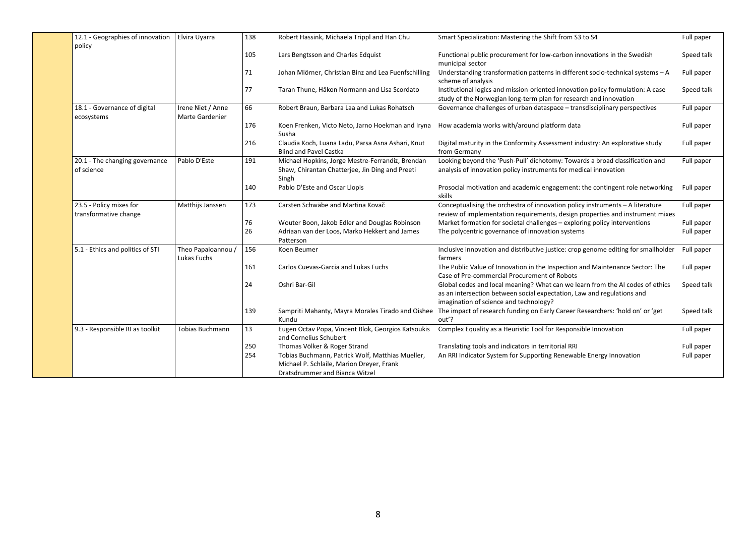| | | | | | |
|---|---|---|---|---|---|
| | 12.1 - Geographies of innovation policy | Elvira Uyarra | 138 | Robert Hassink, Michaela Trippl and Han Chu | Smart Specialization: Mastering the Shift from S3 to S4 | Full paper |
| | | | 105 | Lars Bengtsson and Charles Edquist | Functional public procurement for low-carbon innovations in the Swedish municipal sector | Speed talk |
| | | | 71 | Johan Miörner, Christian Binz and Lea Fuenfschilling | Understanding transformation patterns in different socio-technical systems – A scheme of analysis | Full paper |
| | | | 77 | Taran Thune, Håkon Normann and Lisa Scordato | Institutional logics and mission-oriented innovation policy formulation: A case study of the Norwegian long-term plan for research and innovation | Speed talk |
| | 18.1 - Governance of digital ecosystems | Irene Niet / Anne Marte Gardenier | 66 | Robert Braun, Barbara Laa and Lukas Rohatsch | Governance challenges of urban dataspace – transdisciplinary perspectives | Full paper |
| | | | 176 | Koen Frenken, Victo Neto, Jarno Hoekman and Iryna Susha | How academia works with/around platform data | Full paper |
| | | | 216 | Claudia Koch, Luana Ladu, Parsa Asna Ashari, Knut Blind and Pavel Castka | Digital maturity in the Conformity Assessment industry: An explorative study from Germany | Full paper |
| | 20.1 - The changing governance of science | Pablo D'Este | 191 | Michael Hopkins, Jorge Mestre-Ferrandiz, Brendan Shaw, Chirantan Chatterjee, Jin Ding and Preeti Singh | Looking beyond the 'Push-Pull' dichotomy: Towards a broad classification and analysis of innovation policy instruments for medical innovation | Full paper |
| | | | 140 | Pablo D'Este and Oscar Llopis | Prosocial motivation and academic engagement: the contingent role networking skills | Full paper |
| | 23.5 - Policy mixes for transformative change | Matthijs Janssen | 173 | Carsten Schwäbe and Martina Kovač | Conceptualising the orchestra of innovation policy instruments – A literature review of implementation requirements, design properties and instrument mixes | Full paper |
| | | | 76 | Wouter Boon, Jakob Edler and Douglas Robinson | Market formation for societal challenges – exploring policy interventions | Full paper |
| | | | 26 | Adriaan van der Loos, Marko Hekkert and James Patterson | The polycentric governance of innovation systems | Full paper |
| | 5.1 - Ethics and politics of STI | Theo Papaioannou / Lukas Fuchs | 156 | Koen Beumer | Inclusive innovation and distributive justice: crop genome editing for smallholder farmers | Full paper |
| | | | 161 | Carlos Cuevas-Garcia and Lukas Fuchs | The Public Value of Innovation in the Inspection and Maintenance Sector: The Case of Pre-commercial Procurement of Robots | Full paper |
| | | | 24 | Oshri Bar-Gil | Global codes and local meaning? What can we learn from the AI codes of ethics as an intersection between social expectation, Law and regulations and imagination of science and technology? | Speed talk |
| | | | 139 | Sampriti Mahanty, Mayra Morales Tirado and Oishee Kundu | The impact of research funding on Early Career Researchers: 'hold on' or 'get out'? | Speed talk |
| | 9.3 - Responsible RI as toolkit | Tobias Buchmann | 13 | Eugen Octav Popa, Vincent Blok, Georgios Katsoukis and Cornelius Schubert | Complex Equality as a Heuristic Tool for Responsible Innovation | Full paper |
| | | | 250 | Thomas Völker & Roger Strand | Translating tools and indicators in territorial RRI | Full paper |
| | | | 254 | Tobias Buchmann, Patrick Wolf, Matthias Mueller, Michael P. Schlaile, Marion Dreyer, Frank Dratsdrummer and Bianca Witzel | An RRI Indicator System for Supporting Renewable Energy Innovation | Full paper |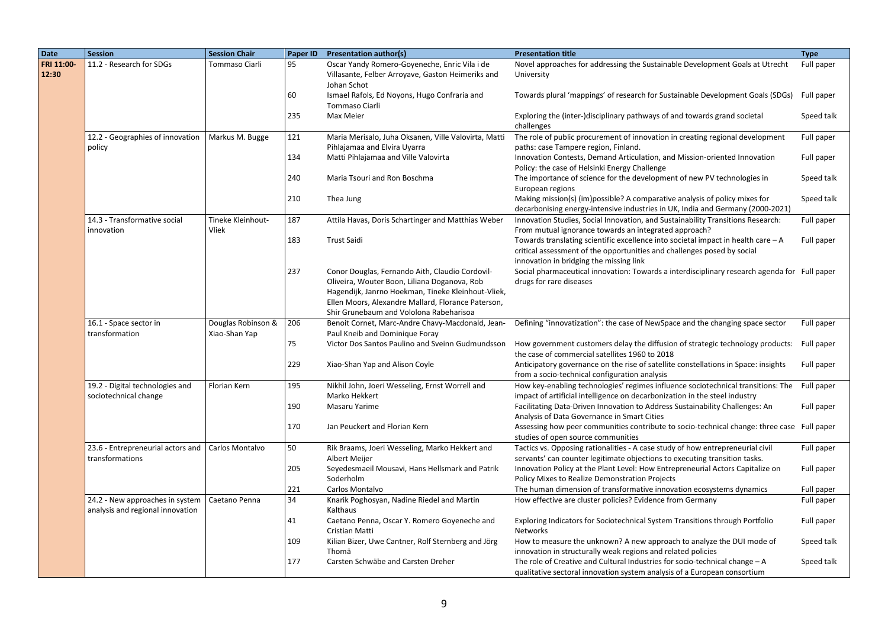| Date | Session | Session Chair | Paper ID | Presentation author(s) | Presentation title | Type |
|---|---|---|---|---|---|---|
| FRI 11:00-12:30 | 11.2 - Research for SDGs | Tommaso Ciarli | 95 | Oscar Yandy Romero-Goyeneche, Enric Vila i de Villasante, Felber Arroyave, Gaston Heimeriks and Johan Schot | Novel approaches for addressing the Sustainable Development Goals at Utrecht University | Full paper |
| | | | 60 | Ismael Rafols, Ed Noyons, Hugo Confraria and Tommaso Ciarli | Towards plural 'mappings' of research for Sustainable Development Goals (SDGs) | Full paper |
| | | | 235 | Max Meier | Exploring the (inter-)disciplinary pathways of and towards grand societal challenges | Speed talk |
| | 12.2 - Geographies of innovation policy | Markus M. Bugge | 121 | Maria Merisalo, Juha Oksanen, Ville Valovirta, Matti Pihlajamaa and Elvira Uyarra | The role of public procurement of innovation in creating regional development paths: case Tampere region, Finland. | Full paper |
| | | | 134 | Matti Pihlajamaa and Ville Valovirta | Innovation Contests, Demand Articulation, and Mission-oriented Innovation Policy: the case of Helsinki Energy Challenge | Full paper |
| | | | 240 | Maria Tsouri and Ron Boschma | The importance of science for the development of new PV technologies in European regions | Speed talk |
| | | | 210 | Thea Jung | Making mission(s) (im)possible? A comparative analysis of policy mixes for decarbonising energy-intensive industries in UK, India and Germany (2000-2021) | Speed talk |
| | 14.3 - Transformative social innovation | Tineke Kleinhout-Vliek | 187 | Attila Havas, Doris Schartinger and Matthias Weber | Innovation Studies, Social Innovation, and Sustainability Transitions Research: From mutual ignorance towards an integrated approach? | Full paper |
| | | | 183 | Trust Saidi | Towards translating scientific excellence into societal impact in health care – A critical assessment of the opportunities and challenges posed by social innovation in bridging the missing link | Full paper |
| | | | 237 | Conor Douglas, Fernando Aith, Claudio Cordovil-Oliveira, Wouter Boon, Liliana Doganova, Rob Hagendijk, Janrno Hoekman, Tineke Kleinhout-Vliek, Ellen Moors, Alexandre Mallard, Florance Paterson, Shir Grunebaum and Vololona Rabeharisoa | Social pharmaceutical innovation: Towards a interdisciplinary research agenda for drugs for rare diseases | Full paper |
| | 16.1 - Space sector in transformation | Douglas Robinson & Xiao-Shan Yap | 206 | Benoit Cornet, Marc-Andre Chavy-Macdonald, Jean-Paul Kneib and Dominique Foray | Defining "innovatization": the case of NewSpace and the changing space sector | Full paper |
| | | | 75 | Victor Dos Santos Paulino and Sveinn Gudmundsson | How government customers delay the diffusion of strategic technology products: the case of commercial satellites 1960 to 2018 | Full paper |
| | | | 229 | Xiao-Shan Yap and Alison Coyle | Anticipatory governance on the rise of satellite constellations in Space: insights from a socio-technical configuration analysis | Full paper |
| | 19.2 - Digital technologies and sociotechnical change | Florian Kern | 195 | Nikhil John, Joeri Wesseling, Ernst Worrell and Marko Hekkert | How key-enabling technologies' regimes influence sociotechnical transitions: The impact of artificial intelligence on decarbonization in the steel industry | Full paper |
| | | | 190 | Masaru Yarime | Facilitating Data-Driven Innovation to Address Sustainability Challenges: An Analysis of Data Governance in Smart Cities | Full paper |
| | | | 170 | Jan Peuckert and Florian Kern | Assessing how peer communities contribute to socio-technical change: three case studies of open source communities | Full paper |
| | 23.6 - Entrepreneurial actors and transformations | Carlos Montalvo | 50 | Rik Braams, Joeri Wesseling, Marko Hekkert and Albert Meijer | Tactics vs. Opposing rationalities - A case study of how entrepreneurial civil servants' can counter legitimate objections to executing transition tasks. | Full paper |
| | | | 205 | Seyedesmaeil Mousavi, Hans Hellsmark and Patrik Soderholm | Innovation Policy at the Plant Level: How Entrepreneurial Actors Capitalize on Policy Mixes to Realize Demonstration Projects | Full paper |
| | | | 221 | Carlos Montalvo | The human dimension of transformative innovation ecosystems dynamics | Full paper |
| | 24.2 - New approaches in system analysis and regional innovation | Caetano Penna | 34 | Knarik Poghosyan, Nadine Riedel and Martin Kalthaus | How effective are cluster policies? Evidence from Germany | Full paper |
| | | | 41 | Caetano Penna, Oscar Y. Romero Goyeneche and Cristian Matti | Exploring Indicators for Sociotechnical System Transitions through Portfolio Networks | Full paper |
| | | | 109 | Kilian Bizer, Uwe Cantner, Rolf Sternberg and Jörg Thomä | How to measure the unknown? A new approach to analyze the DUI mode of innovation in structurally weak regions and related policies | Speed talk |
| | | | 177 | Carsten Schwäbe and Carsten Dreher | The role of Creative and Cultural Industries for socio-technical change – A qualitative sectoral innovation system analysis of a European consortium | Speed talk |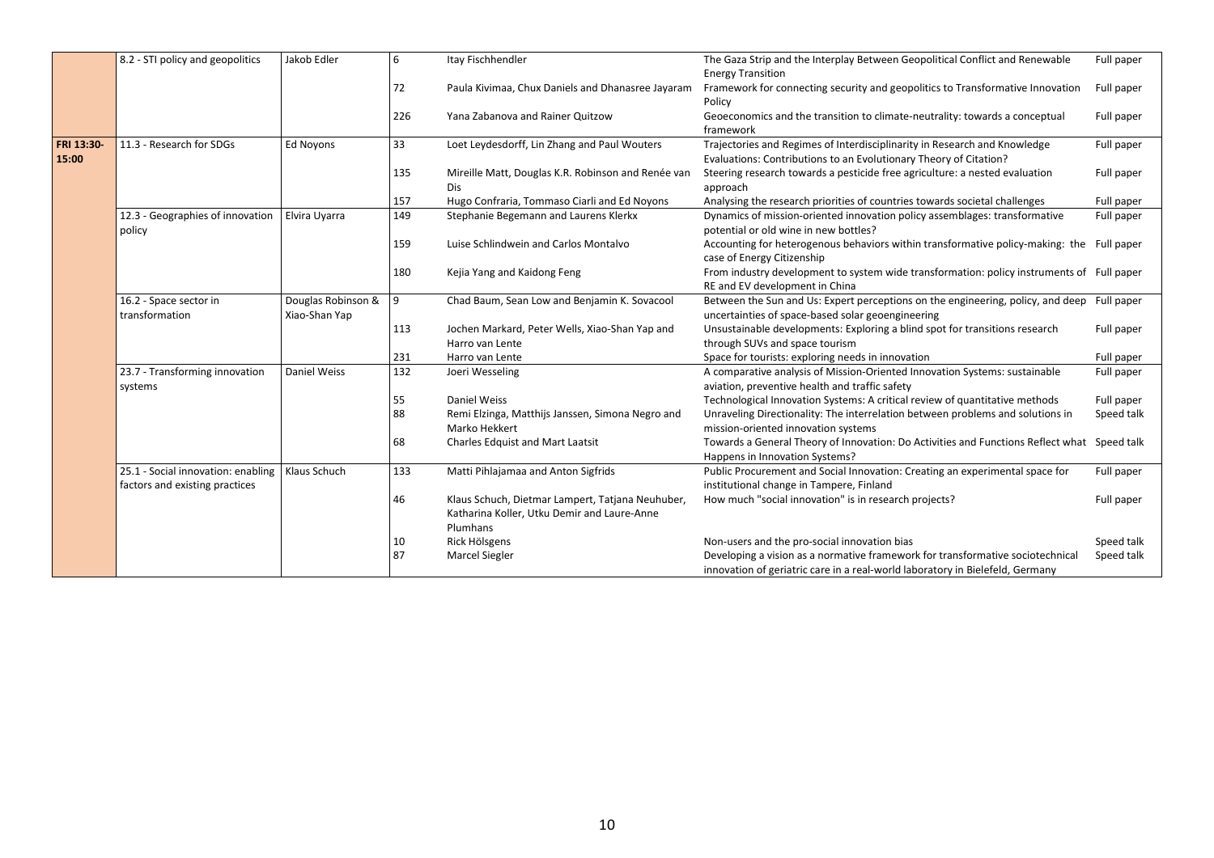| | | | | | | |
|---|---|---|---|---|---|---|
| | 8.2 - STI policy and geopolitics | Jakob Edler | 6 | Itay Fischhendler | The Gaza Strip and the Interplay Between Geopolitical Conflict and Renewable Energy Transition | Full paper |
| | | | 72 | Paula Kivimaa, Chux Daniels and Dhanasree Jayaram | Framework for connecting security and geopolitics to Transformative Innovation Policy | Full paper |
| | | | 226 | Yana Zabanova and Rainer Quitzow | Geoeconomics and the transition to climate-neutrality: towards a conceptual framework | Full paper |
| **FRI 13:30-15:00** | 11.3 - Research for SDGs | Ed Noyons | 33 | Loet Leydesdorff, Lin Zhang and Paul Wouters | Trajectories and Regimes of Interdisciplinarity in Research and Knowledge Evaluations: Contributions to an Evolutionary Theory of Citation? | Full paper |
| | | | 135 | Mireille Matt, Douglas K.R. Robinson and Renée van Dis | Steering research towards a pesticide free agriculture: a nested evaluation approach | Full paper |
| | | | 157 | Hugo Confraria, Tommaso Ciarli and Ed Noyons | Analysing the research priorities of countries towards societal challenges | Full paper |
| | 12.3 - Geographies of innovation policy | Elvira Uyarra | 149 | Stephanie Begemann and Laurens Klerkx | Dynamics of mission-oriented innovation policy assemblages: transformative potential or old wine in new bottles? | Full paper |
| | | | 159 | Luise Schlindwein and Carlos Montalvo | Accounting for heterogenous behaviors within transformative policy-making: the case of Energy Citizenship | Full paper |
| | | | 180 | Kejia Yang and Kaidong Feng | From industry development to system wide transformation: policy instruments of RE and EV development in China | Full paper |
| | 16.2 - Space sector in transformation | Douglas Robinson & Xiao-Shan Yap | 9 | Chad Baum, Sean Low and Benjamin K. Sovacool | Between the Sun and Us: Expert perceptions on the engineering, policy, and deep uncertainties of space-based solar geoengineering | Full paper |
| | | | 113 | Jochen Markard, Peter Wells, Xiao-Shan Yap and Harro van Lente | Unsustainable developments: Exploring a blind spot for transitions research through SUVs and space tourism | Full paper |
| | | | 231 | Harro van Lente | Space for tourists: exploring needs in innovation | Full paper |
| | 23.7 - Transforming innovation systems | Daniel Weiss | 132 | Joeri Wesseling | A comparative analysis of Mission-Oriented Innovation Systems: sustainable aviation, preventive health and traffic safety | Full paper |
| | | | 55 | Daniel Weiss | Technological Innovation Systems: A critical review of quantitative methods | Full paper |
| | | | 88 | Remi Elzinga, Matthijs Janssen, Simona Negro and Marko Hekkert | Unraveling Directionality: The interrelation between problems and solutions in mission-oriented innovation systems | Speed talk |
| | | | 68 | Charles Edquist and Mart Laatsit | Towards a General Theory of Innovation: Do Activities and Functions Reflect what Happens in Innovation Systems? | Speed talk |
| | 25.1 - Social innovation: enabling factors and existing practices | Klaus Schuch | 133 | Matti Pihlajamaa and Anton Sigfrids | Public Procurement and Social Innovation: Creating an experimental space for institutional change in Tampere, Finland | Full paper |
| | | | 46 | Klaus Schuch, Dietmar Lampert, Tatjana Neuhuber, Katharina Koller, Utku Demir and Laure-Anne Plumhans | How much "social innovation" is in research projects? | Full paper |
| | | | 10 | Rick Hölsgens | Non-users and the pro-social innovation bias | Speed talk |
| | | | 87 | Marcel Siegler | Developing a vision as a normative framework for transformative sociotechnical innovation of geriatric care in a real-world laboratory in Bielefeld, Germany | Speed talk |